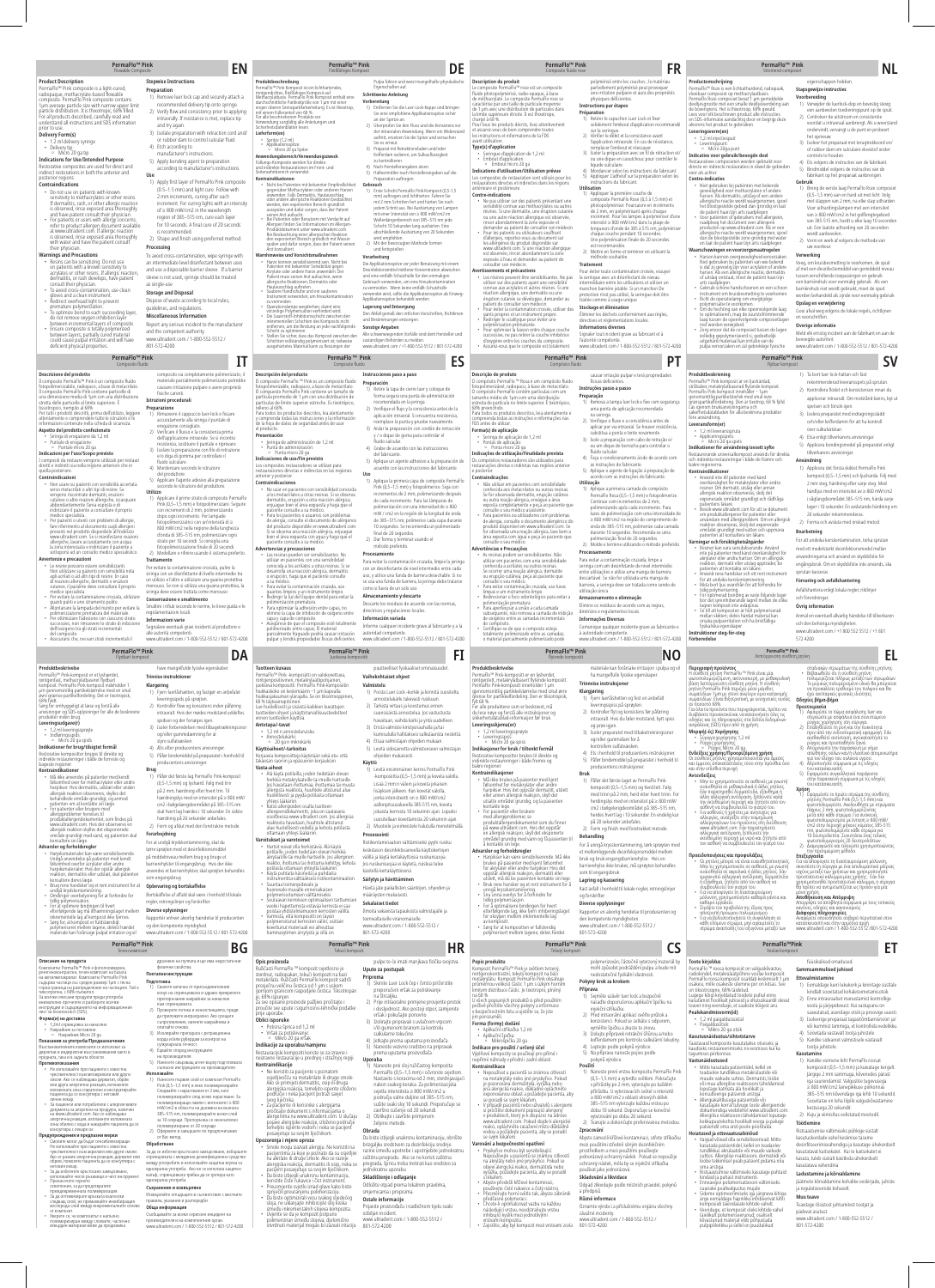# PermaFlo™ Pink

Flowable Composite

EN

## Product Description

PermaFlo™ Pink composite is a light-cured, radiopaque, methacrylate-based flowable composite. PermaFlo Pink composite contains 1µm average particle size with narrow upper limit particle distribution. It is thixotropic, 68% filled. For all products described, carefully read and understand all instructions and SDS information prior to use.

## Delivery Form(s)

- 1.2 ml delivery syringe
- Delivery tip
  - Micro 20 ga tip

## Indications for Use/Intended Purpose

Restorative composite can be used for direct and indirect restorations in both the anterior and posterior regions.

## Contraindications

- Do not use on patients with known sensitivity to methacrylates or other resins. If dermatitis, rash, or other allergic reaction is observed, rinse exposed area thoroughly and have patient consult their physician.
- For patients or users with allergy concerns, refer to product allergen document available at www.ultradent.com. If allergic reaction is observed, rinse exposed area thoroughly with water and have patient consult their physician.

## Warnings and Precautions

- Resins can be sensitizing. Do not use on patients with a known sensitivity to acrylates or other resins. If allergy, reaction, dermatitis, or rash develops, have patient consult their physician.
- To avoid cross-contamination, use clean gloves and a clean instrument.
- Redirect overhead light to prevent premature polymerization.
- To optimize bond to each successive layer, do not remove oxygen inhibition layer between incremental layers of composite.
- Ensure composite is totally polymerized between layers, partially cured material could cause pulpal irritation and will have deficient physical properties.

## Stepwise Instructions

### Preparation

1. Remove luer lock cap and securely attach a recommended delivery tip onto syringe.
2. Verify flow and consistency prior to applying intraorally. If resistance is met, replace tip and try again.
3. Isolate preparation with retraction cord and/or rubber dam to control tubular fluid.
4. Etch according to manufacturers' instructions.
5. Apply bonding agent to preparation according to manufacturer's instructions.

### Use

1. Apply first layer of PermaFlo Pink composite (0.5–1.5 mm) and light cure. Follow with 2 mm increments, curing after each increment. For curing lights with an intensity of ≥ 800 mW/cm$^2$ in the wavelength region of 385–515 nm, cure each layer for 10 seconds. A final cure of 20 seconds is recommended.
2. Shape and finish using preferred method.

### Processing

To avoid cross-contamination, wipe syringe with an intermediate level disinfectant between uses and use a disposable barrier sleeve. If a barrier sleeve is not used, syringe should be treated as single-use.

### Storage and Disposal

Dispose of waste according to local rules, guidelines, and regulations.

### Miscellaneous Information

Report any serious incident to the manufacturer and the competent authority.

www.ultradent.com / 1-800-552-5512 / 801-572-4200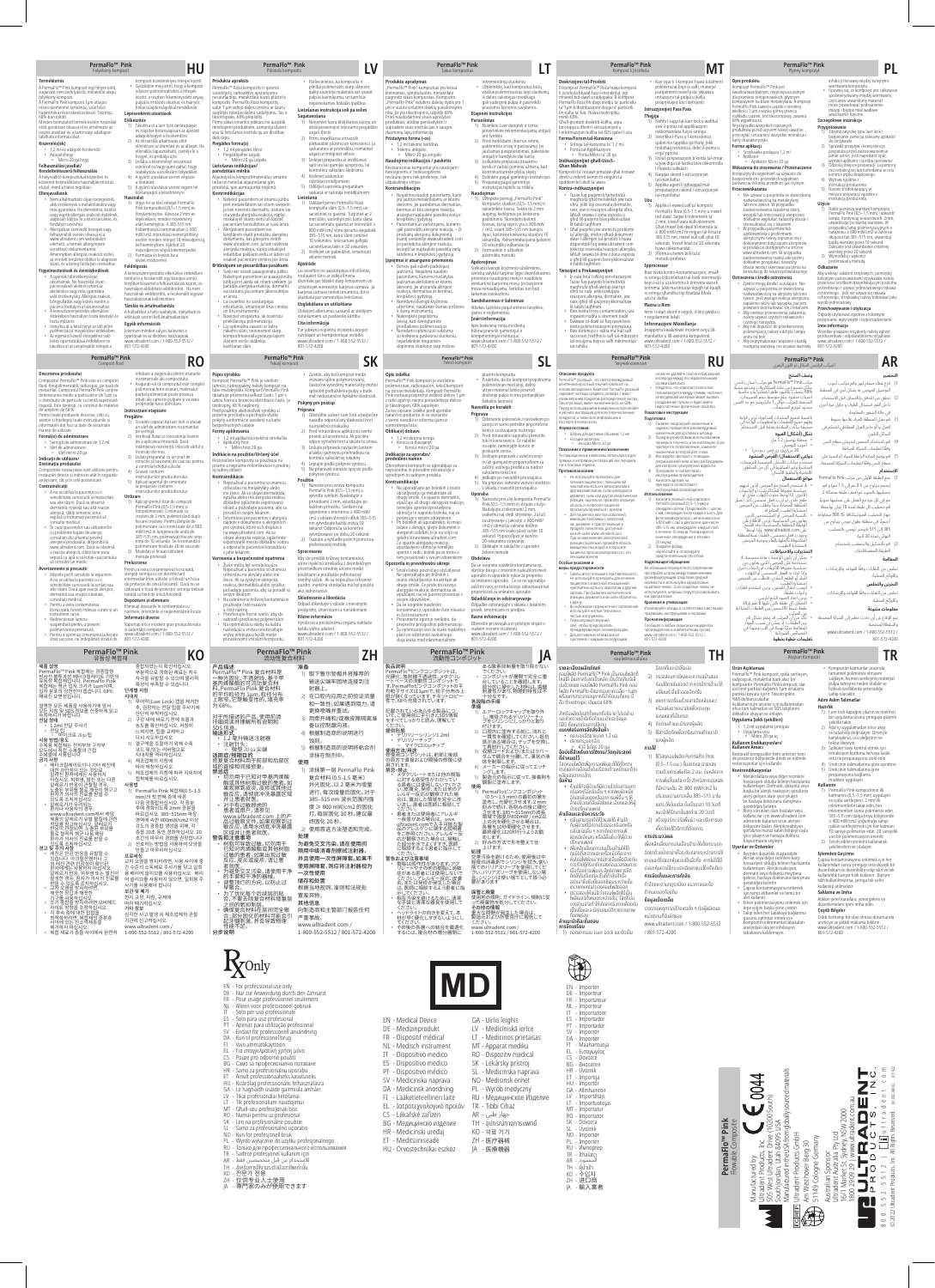# PermaFlo™ Pink

## HU – PermaFlo™ Pink – Folyékony kompozit

## LV – PermaFlo™ Pink – Plūstošs kompozīts

## LT – PermaFlo™ Pink – Takus kompozitas

## MT – PermaFlo™ Pink – Kompożit fluwidu

## PL – PermaFlo™ Pink – Płynny kompozyt

## RO – PermaFlo™ Pink – Compozit fluid

## SK – PermaFlo™ Pink – Tekutý kompozit

## SL – PermaFlo™ Pink – Tekoči kompozit

## RU – PermaFlo™ Pink – Текучий композит

## AR – PermaFlo™ Pink

## KO – PermaFlo™ Pink – 유동성 복합재

## ZH – PermaFlo™ Pink – 流动性复合树脂

## JA – PermaFlo™ Pink – 流動性コンポジット

## TH – PermaFlo™ Pink

## TR – PermaFlo™ Pink – Akışkan Kompozit

Rx Only

- EN - For professional use only
- DE - Nur für Fachpersonal
- FR - Pour usage professionnel seulement
- NL - Alleen voor professioneel gebruik
- IT - Solo per uso professionale
- ES - Solo para uso profesional
- PT - Apenas para utilização profissional
- SV - Endast för professionell användning
- DA - Kun til professionel brug
- FI - Vain ammattikäyttöön
- EL - Για επαγγελματική χρήση μόνο
- CS - Pouze pro odborné použití
- BG - Само за професионална употреба
- HR - Samo za profesionalnu upotrebu
- ET - Ainult professionaalseks kasutamiseks
- HU - Kizárólag professzionális felhasználásra
- GA - Le haghaidh úsáide gairmiúla amháin
- LV - Tikai profesionālai lietošanai
- LT - Tik profesionaliam naudojimui
- MT - Għall-użu professjonali biss
- RO - Numai pentru uz profesional
- SK - Len na profesionálne použitie
- SL - Samo za profesionalno uporabo
- NO - Kun for profesjonell bruk
- PL - Wyłącznie do użytku profesjonalnego
- RU - Только для профессионального использования
- TR - Sadece profesyonel kullanım için
- KO - 전문가 전용
- ZH - 仅供专业人士使用
- JA - 専門家のみが使用できます

MD

- EN - Medical Device
- DE - Medizinprodukt
- FR - Dispositif médical
- NL - Medisch instrument
- IT - Dispositivo medico
- ES - Dispositivo médico
- PT - Dispositivo médico
- SV - Medicinteknisk produkt
- DA - Medicinsk anordning
- FI - Lääkinnällinen laite
- EL - Ιατροτεχνολογικό προϊόν
- CS - Zdravotnický prostředek
- BG - Медицинско изделие
- HR - Medicinski uređaj
- ET - Meditsiiniseade
- HU - Orvostechnikai eszköz
- GA - Feiste leighis
- LV - Medicīniska ierīce
- LT - Medicinos prietaisas
- MT - Apparat mediku
- RO - Dispozitiv medical
- SK - Lekársky prístroj
- SL - Medicinski pripomoček
- NO - Medisinsk enhet
- PL - Wyrób medyczny
- RU - Медицинское изделие
- TR - Tıbbi Cihaz
- AR - جهاز طبي
- KO - 의료 기기
- ZH - 医疗器械
- JA - 医療機器

- EN - Importer
- DE - Importeur
- FR - Importateur
- NL - Importeur
- IT - Importatore
- ES - Importador
- PT - Importador
- SV - Importör
- DA - Importør
- FI - Maahantuoja
- EL - Εισαγωγέας
- CS - Dovozce
- BG - Вносител
- HR - Uvoznik
- ET - Importija
- HU - Importőr
- GA - Allmhaireoir
- LV - Importētājs
- LT - Importuotojas
- MT - Importatur
- RO - Importator
- SK - Dovozca
- SL - Uvoznik
- NO - Importør
- PL - Importer
- RU - Импортер
- TR - İthalatçı
- AR - المستورد
- TH - ผู้นำเข้า
- KO - 수입자
- ZH - 进口商
- JA - 輸入業者

CE 0044

PermaFlo™ Pink
Flowable Composite

Manufactured by:
Ultradent Products, Inc.
505 West Ultradent Drive (10200 S)
South Jordan, Utah 84095 USA
Manufactured in the USA from globally sourced materials

Ultradent Products GmbH
Am Westhover Berg 30
51149 Cologne, Germany

Australian Sponsor:
Ultradent Australia Pty Ltd

ULTRADENT PRODUCTS, INC.
800.552.5512 / +1.801.572.4200
www.ultradent.com
©2022 Ultradent Products, Inc. All rights reserved.